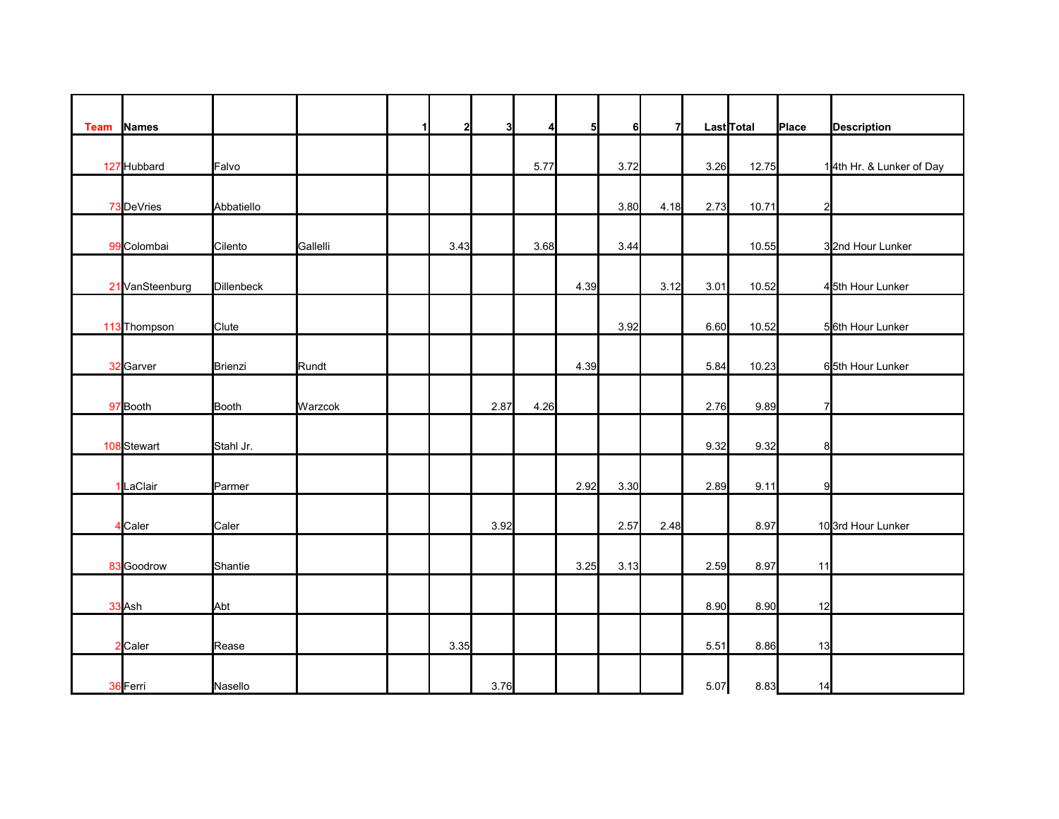| Team | Names | | | 1 | 2 | 3 | 4 | 5 | 6 | 7 | Last | Total | Place | Description |
|---|---|---|---|---|---|---|---|---|---|---|---|---|---|---|
| 127 | Hubbard | Falvo | | | | | 5.77 | | 3.72 | | 3.26 | 12.75 | 1 | 4th Hr. & Lunker of Day |
| 73 | DeVries | Abbatiello | | | | | | | 3.80 | 4.18 | 2.73 | 10.71 | 2 | |
| 99 | Colombai | Cilento | Gallelli | | 3.43 | | 3.68 | | 3.44 | | | 10.55 | 3 | 2nd Hour Lunker |
| 21 | VanSteenburg | Dillenbeck | | | | | | 4.39 | | 3.12 | 3.01 | 10.52 | 4 | 5th Hour Lunker |
| 113 | Thompson | Clute | | | | | | | 3.92 | | 6.60 | 10.52 | 5 | 6th Hour Lunker |
| 32 | Garver | Brienzi | Rundt | | | | | 4.39 | | | 5.84 | 10.23 | 6 | 5th Hour Lunker |
| 97 | Booth | Booth | Warzcok | | | 2.87 | 4.26 | | | | 2.76 | 9.89 | 7 | |
| 108 | Stewart | Stahl Jr. | | | | | | | | | 9.32 | 9.32 | 8 | |
| 1 | LaClair | Parmer | | | | | | 2.92 | 3.30 | | 2.89 | 9.11 | 9 | |
| 4 | Caler | Caler | | | | 3.92 | | | 2.57 | 2.48 | | 8.97 | 10 | 3rd Hour Lunker |
| 83 | Goodrow | Shantie | | | | | | 3.25 | 3.13 | | 2.59 | 8.97 | 11 | |
| 33 | Ash | Abt | | | | | | | | | 8.90 | 8.90 | 12 | |
| 2 | Caler | Rease | | | 3.35 | | | | | | 5.51 | 8.86 | 13 | |
| 36 | Ferri | Nasello | | | | 3.76 | | | | | 5.07 | 8.83 | 14 | |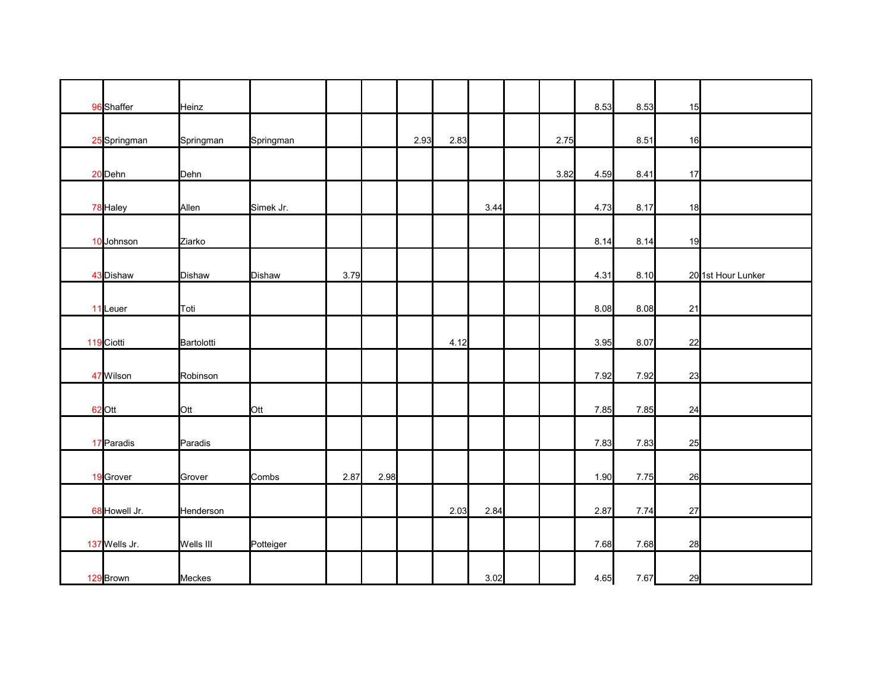| | | | | | | | | | | | | | | |
|---|---|---|---|---|---|---|---|---|---|---|---|---|---|---|
| 96 | Shaffer | Heinz | | | | | | | | | 8.53 | 8.53 | 15 | |
| 25 | Springman | Springman | Springman | | | 2.93 | 2.83 | | | 2.75 | | 8.51 | 16 | |
| 20 | Dehn | Dehn | | | | | | | | 3.82 | 4.59 | 8.41 | 17 | |
| 78 | Haley | Allen | Simek Jr. | | | | | 3.44 | | | 4.73 | 8.17 | 18 | |
| 10 | Johnson | Ziarko | | | | | | | | | 8.14 | 8.14 | 19 | |
| 43 | Dishaw | Dishaw | Dishaw | 3.79 | | | | | | | 4.31 | 8.10 | 20 | 1st Hour Lunker |
| 11 | Leuer | Toti | | | | | | | | | 8.08 | 8.08 | 21 | |
| 119 | Ciotti | Bartolotti | | | | | 4.12 | | | | 3.95 | 8.07 | 22 | |
| 47 | Wilson | Robinson | | | | | | | | | 7.92 | 7.92 | 23 | |
| 62 | Ott | Ott | Ott | | | | | | | | 7.85 | 7.85 | 24 | |
| 17 | Paradis | Paradis | | | | | | | | | 7.83 | 7.83 | 25 | |
| 19 | Grover | Grover | Combs | 2.87 | 2.98 | | | | | | 1.90 | 7.75 | 26 | |
| 68 | Howell Jr. | Henderson | | | | | 2.03 | 2.84 | | | 2.87 | 7.74 | 27 | |
| 137 | Wells Jr. | Wells III | Potteiger | | | | | | | | 7.68 | 7.68 | 28 | |
| 129 | Brown | Meckes | | | | | | 3.02 | | | 4.65 | 7.67 | 29 | |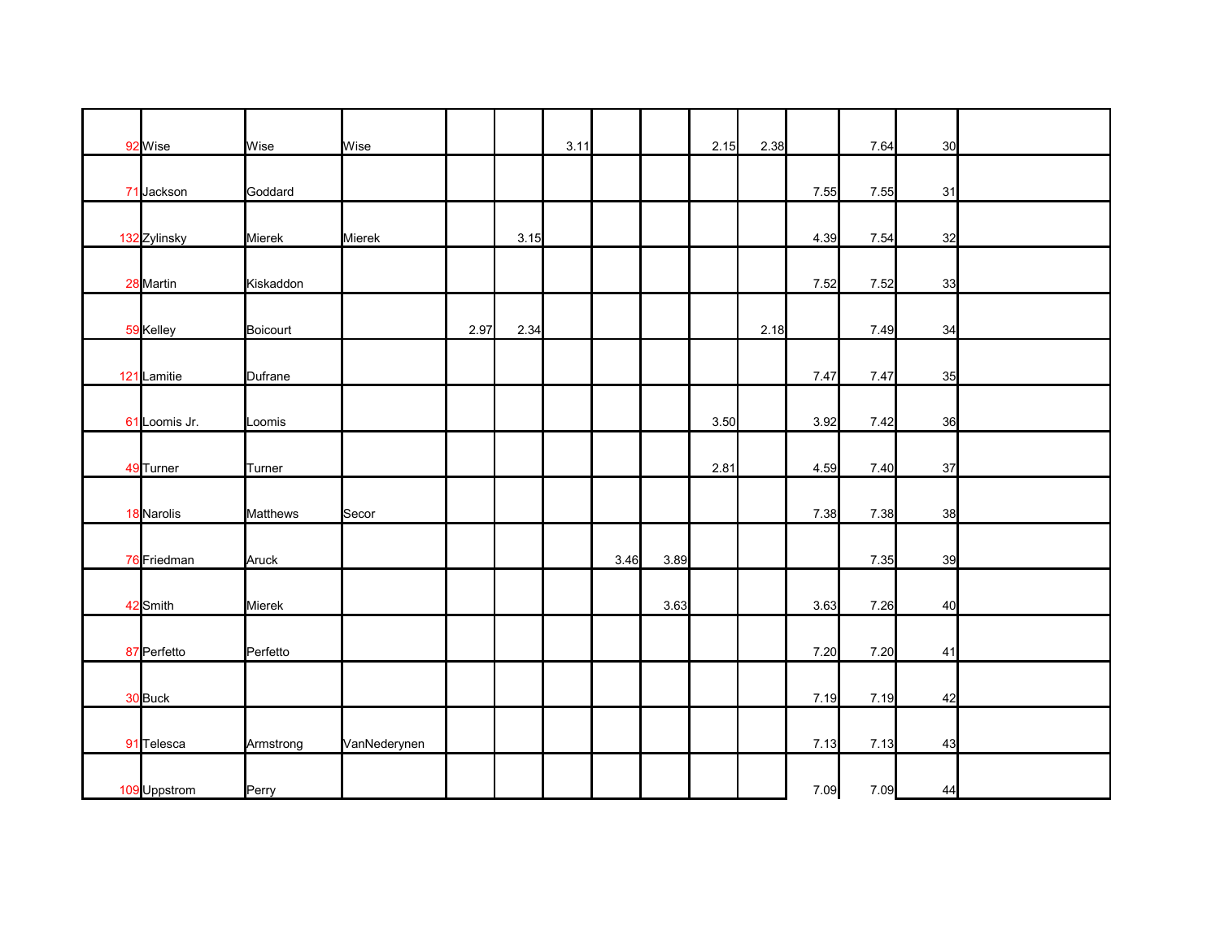| | | | | | | | | | | | | | | |
|---|---|---|---|---|---|---|---|---|---|---|---|---|---|---|
| 92 | Wise | Wise | Wise | | | 3.11 | | | 2.15 | 2.38 | | 7.64 | 30 | |
| 71 | Jackson | Goddard | | | | | | | | | 7.55 | 7.55 | 31 | |
| 132 | Zylinsky | Mierek | Mierek | | 3.15 | | | | | | 4.39 | 7.54 | 32 | |
| 28 | Martin | Kiskaddon | | | | | | | | | 7.52 | 7.52 | 33 | |
| 59 | Kelley | Boicourt | | 2.97 | 2.34 | | | | | 2.18 | | 7.49 | 34 | |
| 121 | Lamitie | Dufrane | | | | | | | | | 7.47 | 7.47 | 35 | |
| 61 | Loomis Jr. | Loomis | | | | | | | 3.50 | | 3.92 | 7.42 | 36 | |
| 49 | Turner | Turner | | | | | | | 2.81 | | 4.59 | 7.40 | 37 | |
| 18 | Narolis | Matthews | Secor | | | | | | | | 7.38 | 7.38 | 38 | |
| 76 | Friedman | Aruck | | | | | 3.46 | 3.89 | | | | 7.35 | 39 | |
| 42 | Smith | Mierek | | | | | | 3.63 | | | 3.63 | 7.26 | 40 | |
| 87 | Perfetto | Perfetto | | | | | | | | | 7.20 | 7.20 | 41 | |
| 30 | Buck | | | | | | | | | | 7.19 | 7.19 | 42 | |
| 91 | Telesca | Armstrong | VanNederynen | | | | | | | | 7.13 | 7.13 | 43 | |
| 109 | Uppstrom | Perry | | | | | | | | | 7.09 | 7.09 | 44 | |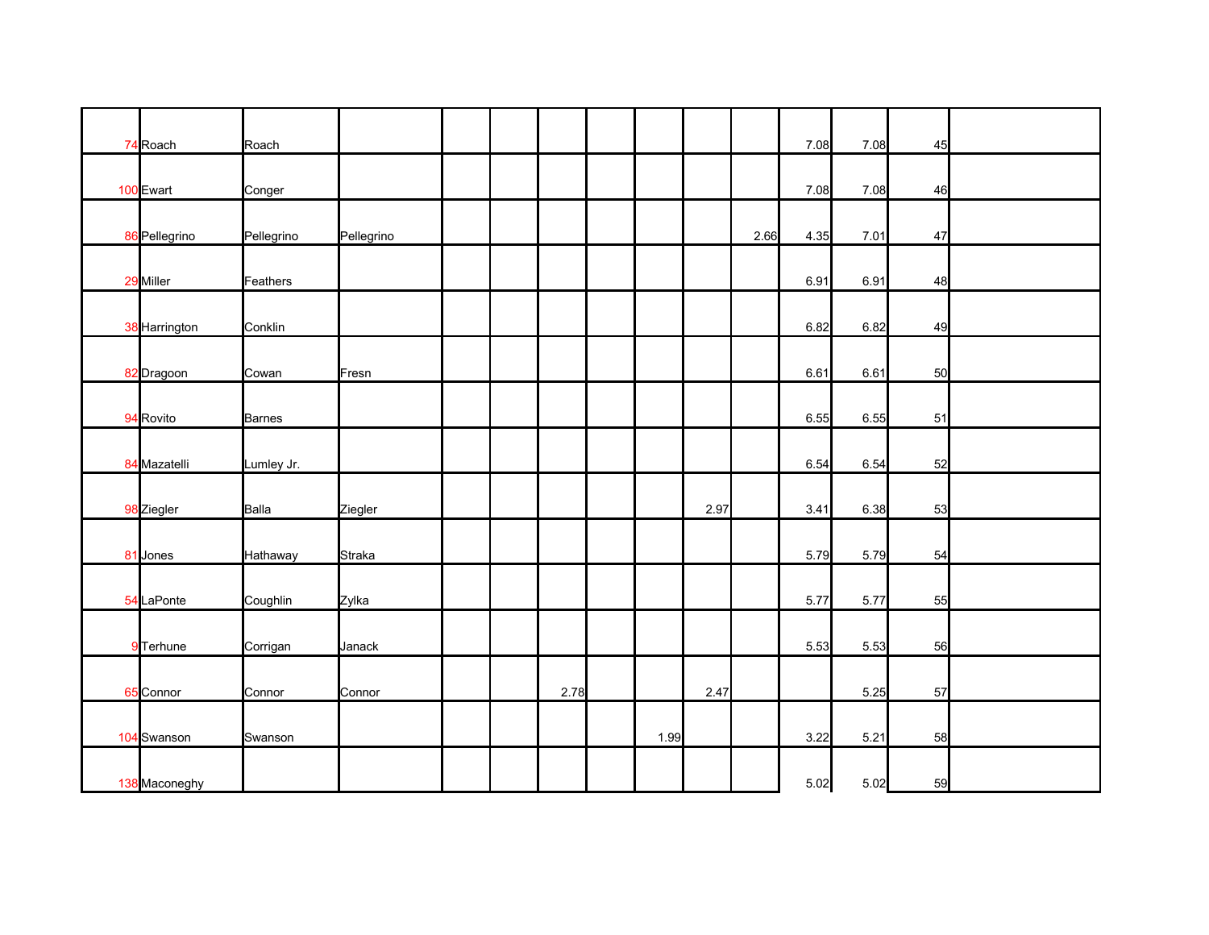| | | | | | | | | | | | | | | |
|---|---|---|---|---|---|---|---|---|---|---|---|---|---|---|
| 74 | Roach | Roach | | | | | | | | | 7.08 | 7.08 | 45 | |
| 100 | Ewart | Conger | | | | | | | | | 7.08 | 7.08 | 46 | |
| 86 | Pellegrino | Pellegrino | Pellegrino | | | | | | | 2.66 | 4.35 | 7.01 | 47 | |
| 29 | Miller | Feathers | | | | | | | | | 6.91 | 6.91 | 48 | |
| 38 | Harrington | Conklin | | | | | | | | | 6.82 | 6.82 | 49 | |
| 82 | Dragoon | Cowan | Fresn | | | | | | | | 6.61 | 6.61 | 50 | |
| 94 | Rovito | Barnes | | | | | | | | | 6.55 | 6.55 | 51 | |
| 84 | Mazatelli | Lumley Jr. | | | | | | | | | 6.54 | 6.54 | 52 | |
| 98 | Ziegler | Balla | Ziegler | | | | | | 2.97 | | 3.41 | 6.38 | 53 | |
| 81 | Jones | Hathaway | Straka | | | | | | | | 5.79 | 5.79 | 54 | |
| 54 | LaPonte | Coughlin | Zylka | | | | | | | | 5.77 | 5.77 | 55 | |
| 9 | Terhune | Corrigan | Janack | | | | | | | | 5.53 | 5.53 | 56 | |
| 65 | Connor | Connor | Connor | | | 2.78 | | | 2.47 | | | 5.25 | 57 | |
| 104 | Swanson | Swanson | | | | | | 1.99 | | | 3.22 | 5.21 | 58 | |
| 138 | Maconeghy | | | | | | | | | | 5.02 | 5.02 | 59 | |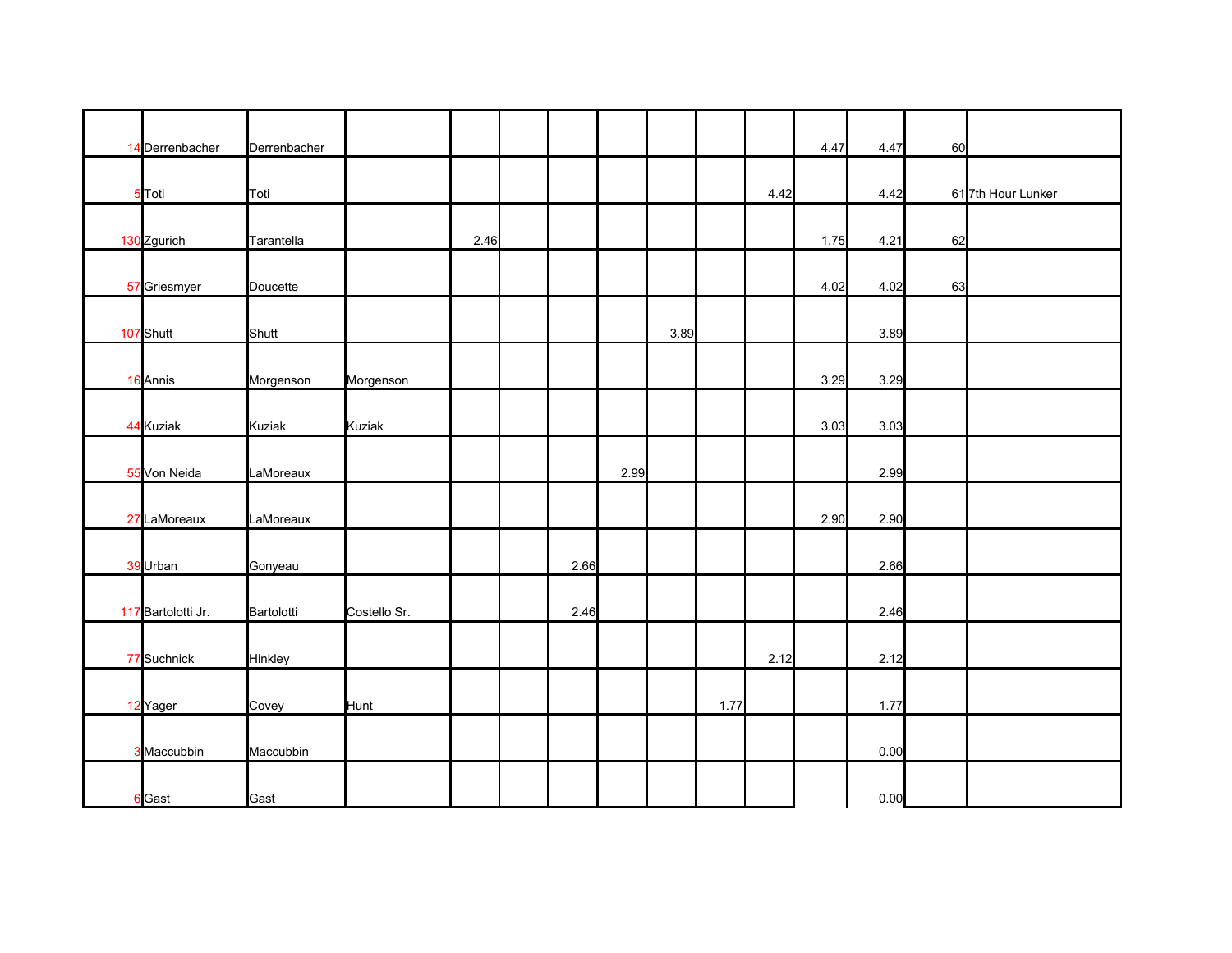| | | | | | | | | | | | | | | |
|---|---|---|---|---|---|---|---|---|---|---|---|---|---|---|
| 14 | Derrenbacher | Derrenbacher | | | | | | | | | 4.47 | 4.47 | 60 | |
| 5 | Toti | Toti | | | | | | | | 4.42 | | 4.42 | 61 | 7th Hour Lunker |
| 130 | Zgurich | Tarantella | | 2.46 | | | | | | | 1.75 | 4.21 | 62 | |
| 57 | Griesmyer | Doucette | | | | | | | | | 4.02 | 4.02 | 63 | |
| 107 | Shutt | Shutt | | | | | | 3.89 | | | | 3.89 | | |
| 16 | Annis | Morgenson | Morgenson | | | | | | | | 3.29 | 3.29 | | |
| 44 | Kuziak | Kuziak | Kuziak | | | | | | | | 3.03 | 3.03 | | |
| 55 | Von Neida | LaMoreaux | | | | | 2.99 | | | | | 2.99 | | |
| 27 | LaMoreaux | LaMoreaux | | | | | | | | | 2.90 | 2.90 | | |
| 39 | Urban | Gonyeau | | | | 2.66 | | | | | | 2.66 | | |
| 117 | Bartolotti Jr. | Bartolotti | Costello Sr. | | | 2.46 | | | | | | 2.46 | | |
| 77 | Suchnick | Hinkley | | | | | | | | 2.12 | | 2.12 | | |
| 12 | Yager | Covey | Hunt | | | | | | 1.77 | | | 1.77 | | |
| 3 | Maccubbin | Maccubbin | | | | | | | | | | 0.00 | | |
| 6 | Gast | Gast | | | | | | | | | | 0.00 | | |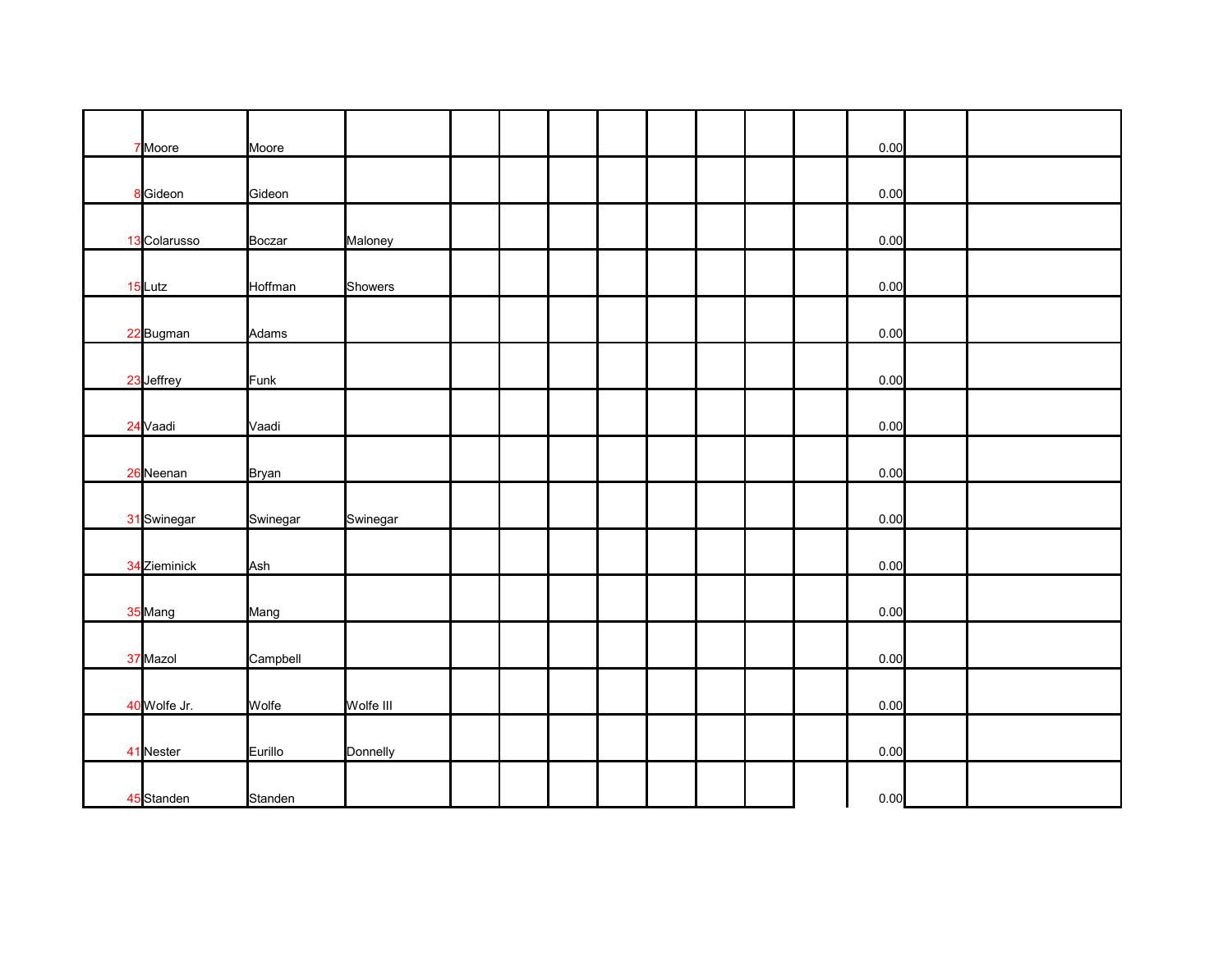| | | | | | | | | | | | | |
|---|---|---|---|---|---|---|---|---|---|---|---|---|
| 7 Moore | Moore | | | | | | | | | | 0.00 | | |
| 8 Gideon | Gideon | | | | | | | | | | 0.00 | | |
| 13 Colarusso | Boczar | Maloney | | | | | | | | | 0.00 | | |
| 15 Lutz | Hoffman | Showers | | | | | | | | | 0.00 | | |
| 22 Bugman | Adams | | | | | | | | | | 0.00 | | |
| 23 Jeffrey | Funk | | | | | | | | | | 0.00 | | |
| 24 Vaadi | Vaadi | | | | | | | | | | 0.00 | | |
| 26 Neenan | Bryan | | | | | | | | | | 0.00 | | |
| 31 Swinegar | Swinegar | Swinegar | | | | | | | | | 0.00 | | |
| 34 Zieminick | Ash | | | | | | | | | | 0.00 | | |
| 35 Mang | Mang | | | | | | | | | | 0.00 | | |
| 37 Mazol | Campbell | | | | | | | | | | 0.00 | | |
| 40 Wolfe Jr. | Wolfe | Wolfe III | | | | | | | | | 0.00 | | |
| 41 Nester | Eurillo | Donnelly | | | | | | | | | 0.00 | | |
| 45 Standen | Standen | | | | | | | | | | 0.00 | | |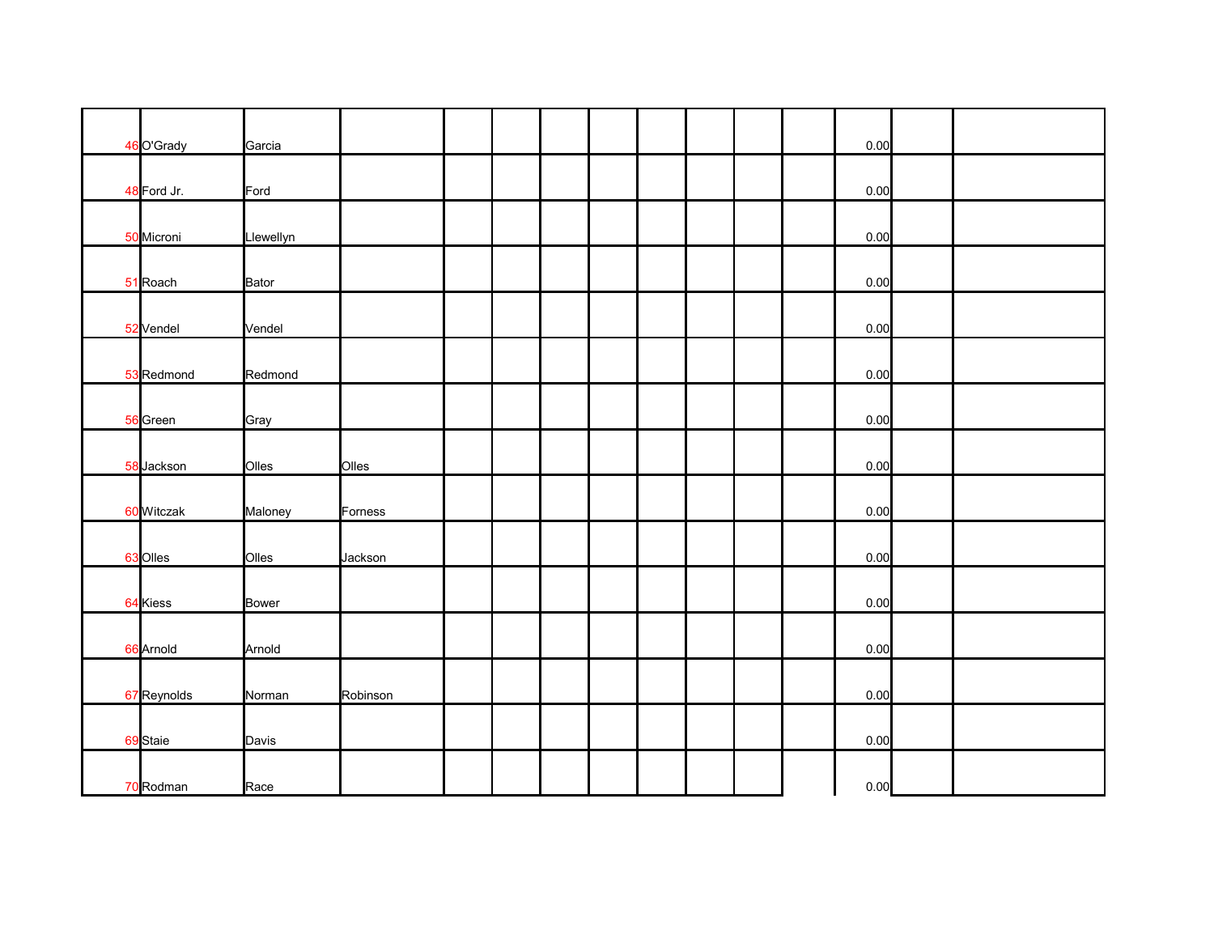| | | | | | | | | | | | | | | |
|---|---|---|---|---|---|---|---|---|---|---|---|---|---|---|
| 46 | O'Grady | Garcia | | | | | | | | | | 0.00 | | |
| 48 | Ford Jr. | Ford | | | | | | | | | | 0.00 | | |
| 50 | Microni | Llewellyn | | | | | | | | | | 0.00 | | |
| 51 | Roach | Bator | | | | | | | | | | 0.00 | | |
| 52 | Vendel | Vendel | | | | | | | | | | 0.00 | | |
| 53 | Redmond | Redmond | | | | | | | | | | 0.00 | | |
| 56 | Green | Gray | | | | | | | | | | 0.00 | | |
| 58 | Jackson | Olles | Olles | | | | | | | | | 0.00 | | |
| 60 | Witczak | Maloney | Forness | | | | | | | | | 0.00 | | |
| 63 | Olles | Olles | Jackson | | | | | | | | | 0.00 | | |
| 64 | Kiess | Bower | | | | | | | | | | 0.00 | | |
| 66 | Arnold | Arnold | | | | | | | | | | 0.00 | | |
| 67 | Reynolds | Norman | Robinson | | | | | | | | | 0.00 | | |
| 69 | Staie | Davis | | | | | | | | | | 0.00 | | |
| 70 | Rodman | Race | | | | | | | | | | 0.00 | | |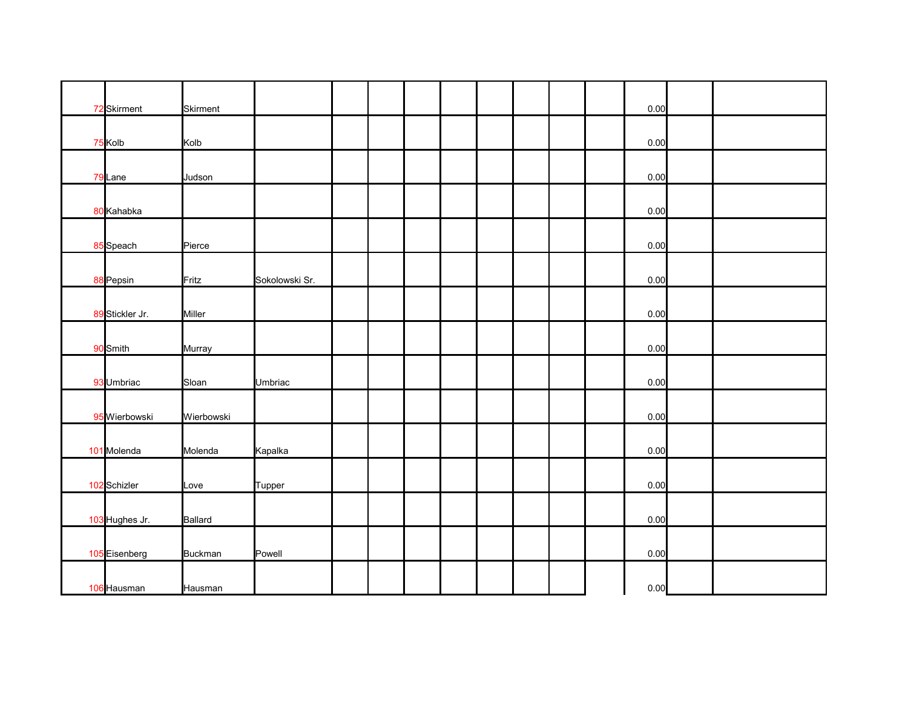| | | | | | | | | | | | | | | |
|---|---|---|---|---|---|---|---|---|---|---|---|---|---|---|
| 72 | Skirment | Skirment | | | | | | | | | | 0.00 | | |
| 75 | Kolb | Kolb | | | | | | | | | | 0.00 | | |
| 79 | Lane | Judson | | | | | | | | | | 0.00 | | |
| 80 | Kahabka | | | | | | | | | | | 0.00 | | |
| 85 | Speach | Pierce | | | | | | | | | | 0.00 | | |
| 88 | Pepsin | Fritz | Sokolowski Sr. | | | | | | | | | 0.00 | | |
| 89 | Stickler Jr. | Miller | | | | | | | | | | 0.00 | | |
| 90 | Smith | Murray | | | | | | | | | | 0.00 | | |
| 93 | Umbriac | Sloan | Umbriac | | | | | | | | | 0.00 | | |
| 95 | Wierbowski | Wierbowski | | | | | | | | | | 0.00 | | |
| 101 | Molenda | Molenda | Kapalka | | | | | | | | | 0.00 | | |
| 102 | Schizler | Love | Tupper | | | | | | | | | 0.00 | | |
| 103 | Hughes Jr. | Ballard | | | | | | | | | | 0.00 | | |
| 105 | Eisenberg | Buckman | Powell | | | | | | | | | 0.00 | | |
| 106 | Hausman | Hausman | | | | | | | | | | 0.00 | | |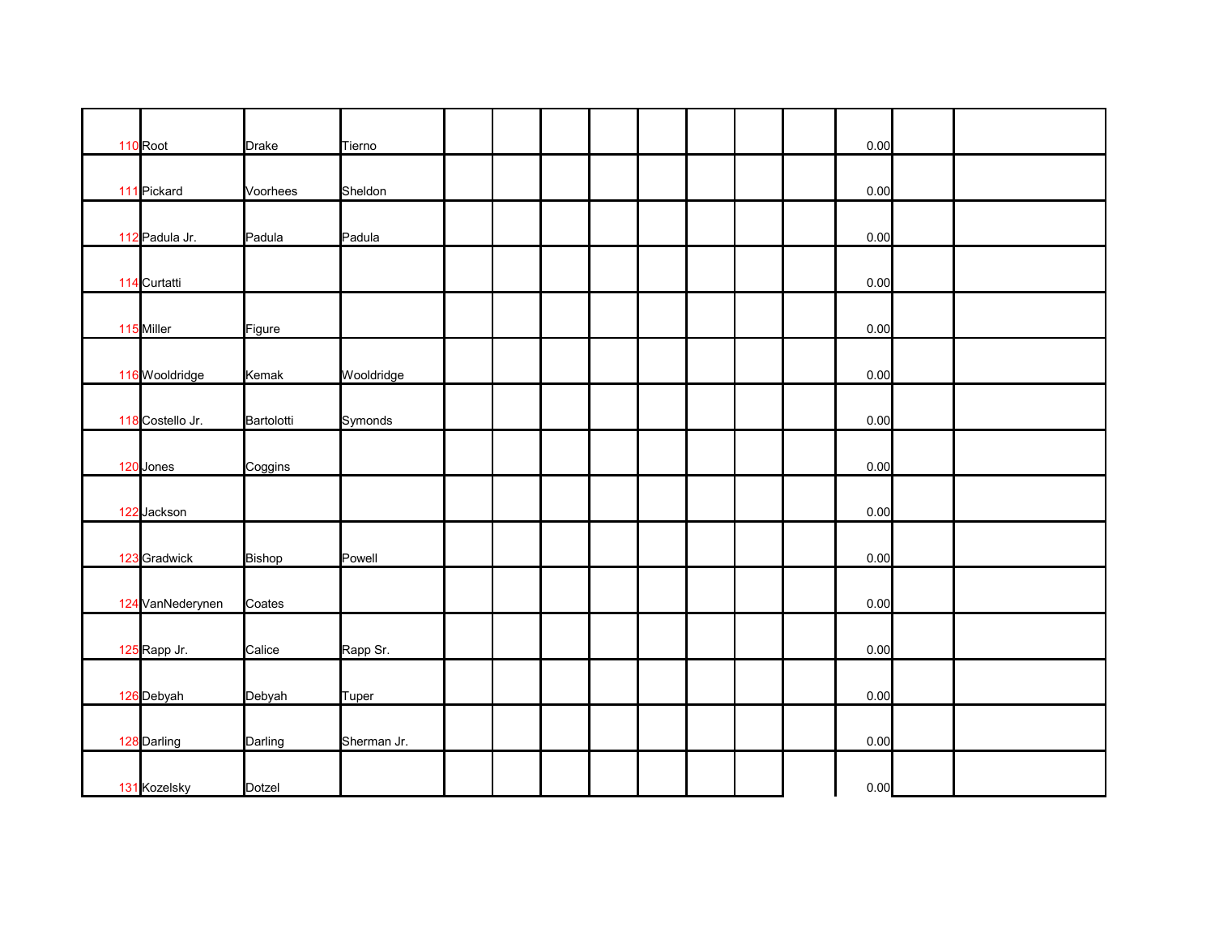| | | | | | | | | | | | | | | |
|---|---|---|---|---|---|---|---|---|---|---|---|---|---|---|
| 110 | Root | Drake | Tierno | | | | | | | | | 0.00 | | |
| 111 | Pickard | Voorhees | Sheldon | | | | | | | | | 0.00 | | |
| 112 | Padula Jr. | Padula | Padula | | | | | | | | | 0.00 | | |
| 114 | Curtatti | | | | | | | | | | | 0.00 | | |
| 115 | Miller | Figure | | | | | | | | | | 0.00 | | |
| 116 | Wooldridge | Kemak | Wooldridge | | | | | | | | | 0.00 | | |
| 118 | Costello Jr. | Bartolotti | Symonds | | | | | | | | | 0.00 | | |
| 120 | Jones | Coggins | | | | | | | | | | 0.00 | | |
| 122 | Jackson | | | | | | | | | | | 0.00 | | |
| 123 | Gradwick | Bishop | Powell | | | | | | | | | 0.00 | | |
| 124 | VanNederynen | Coates | | | | | | | | | | 0.00 | | |
| 125 | Rapp Jr. | Calice | Rapp Sr. | | | | | | | | | 0.00 | | |
| 126 | Debyah | Debyah | Tuper | | | | | | | | | 0.00 | | |
| 128 | Darling | Darling | Sherman Jr. | | | | | | | | | 0.00 | | |
| 131 | Kozelsky | Dotzel | | | | | | | | | | 0.00 | | |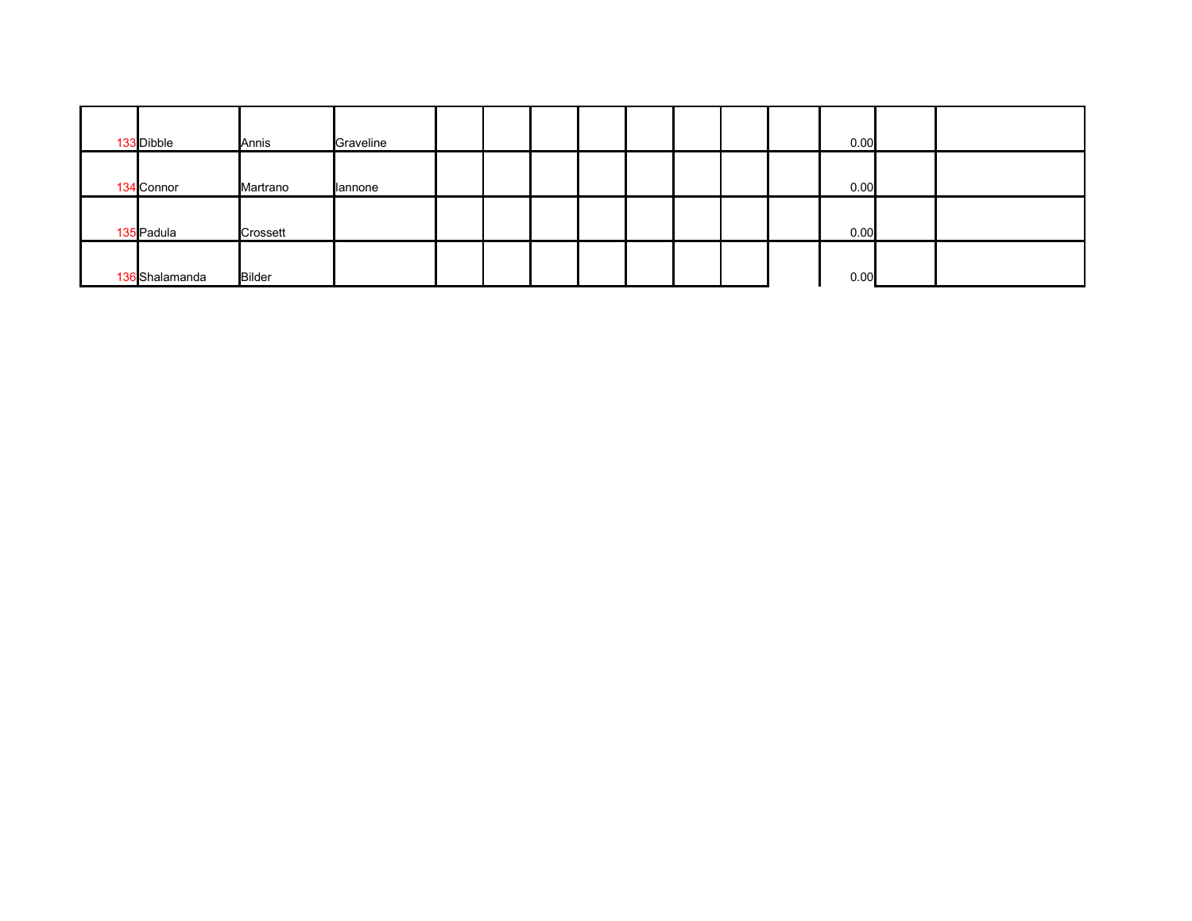| | | | | | | | | | | | | | | |
|---|---|---|---|---|---|---|---|---|---|---|---|---|---|---|
| 133 | Dibble | Annis | Graveline | | | | | | | | | 0.00 | | |
| 134 | Connor | Martrano | Iannone | | | | | | | | | 0.00 | | |
| 135 | Padula | Crossett | | | | | | | | | | 0.00 | | |
| 136 | Shalamanda | Bilder | | | | | | | | | | 0.00 | | |